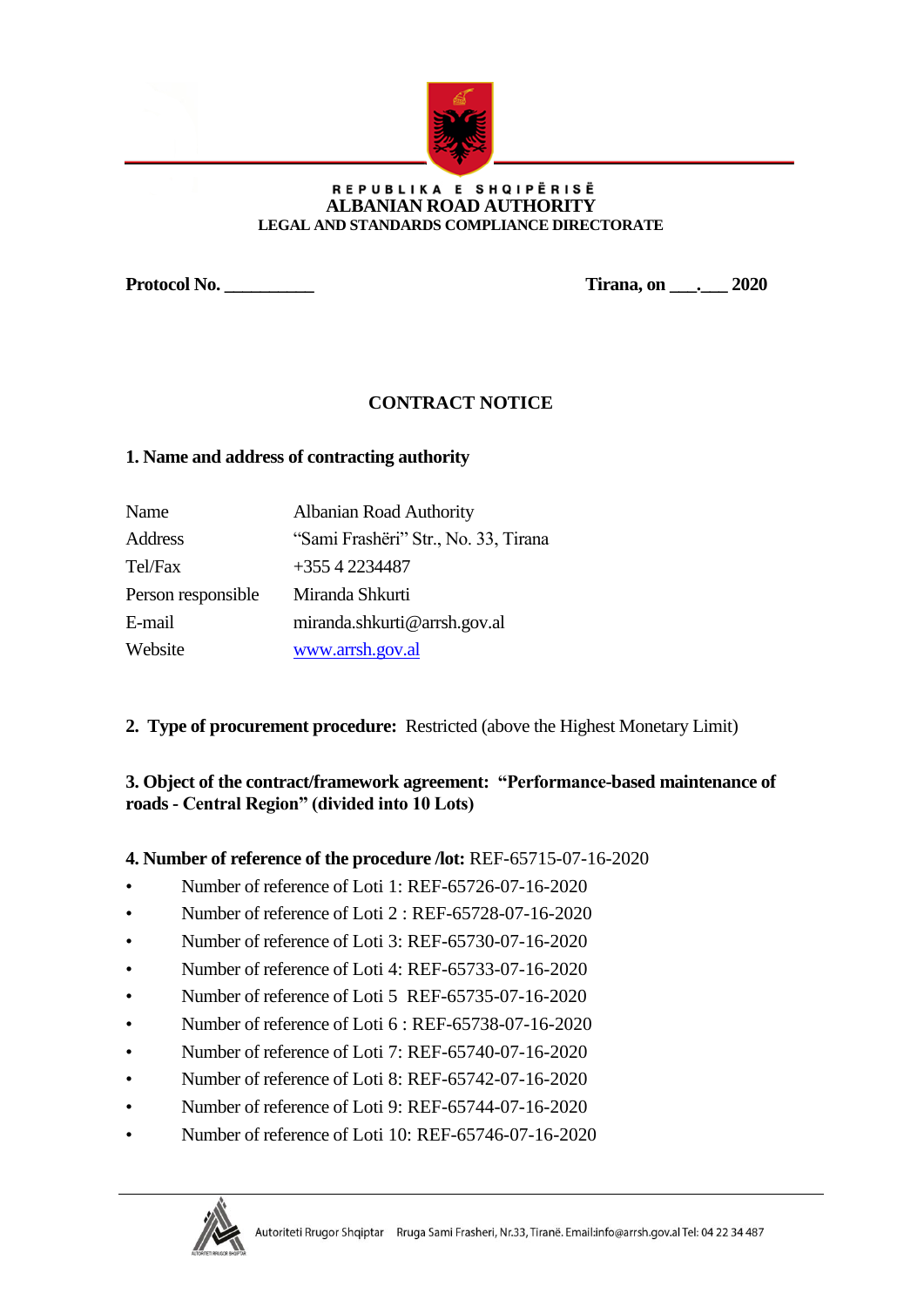REPUBLIKA E SHQIPËRISË
**ALBANIAN ROAD AUTHORITY**
**LEGAL AND STANDARDS COMPLIANCE DIRECTORATE**

**Protocol No. __________** **Tirana, on ___.___ 2020**

# CONTRACT NOTICE

## 1. Name and address of contracting authority

| | |
|---|---|
| Name | Albanian Road Authority |
| Address | "Sami Frashëri" Str., No. 33, Tirana |
| Tel/Fax | +355 4 2234487 |
| Person responsible | Miranda Shkurti |
| E-mail | miranda.shkurti@arrsh.gov.al |
| Website | www.arrsh.gov.al |

**2. Type of procurement procedure:** Restricted (above the Highest Monetary Limit)

**3. Object of the contract/framework agreement: "Performance-based maintenance of roads - Central Region" (divided into 10 Lots)**

**4. Number of reference of the procedure /lot:** REF-65715-07-16-2020

- Number of reference of Loti 1: REF-65726-07-16-2020
- Number of reference of Loti 2 : REF-65728-07-16-2020
- Number of reference of Loti 3: REF-65730-07-16-2020
- Number of reference of Loti 4: REF-65733-07-16-2020
- Number of reference of Loti 5 REF-65735-07-16-2020
- Number of reference of Loti 6 : REF-65738-07-16-2020
- Number of reference of Loti 7: REF-65740-07-16-2020
- Number of reference of Loti 8: REF-65742-07-16-2020
- Number of reference of Loti 9: REF-65744-07-16-2020
- Number of reference of Loti 10: REF-65746-07-16-2020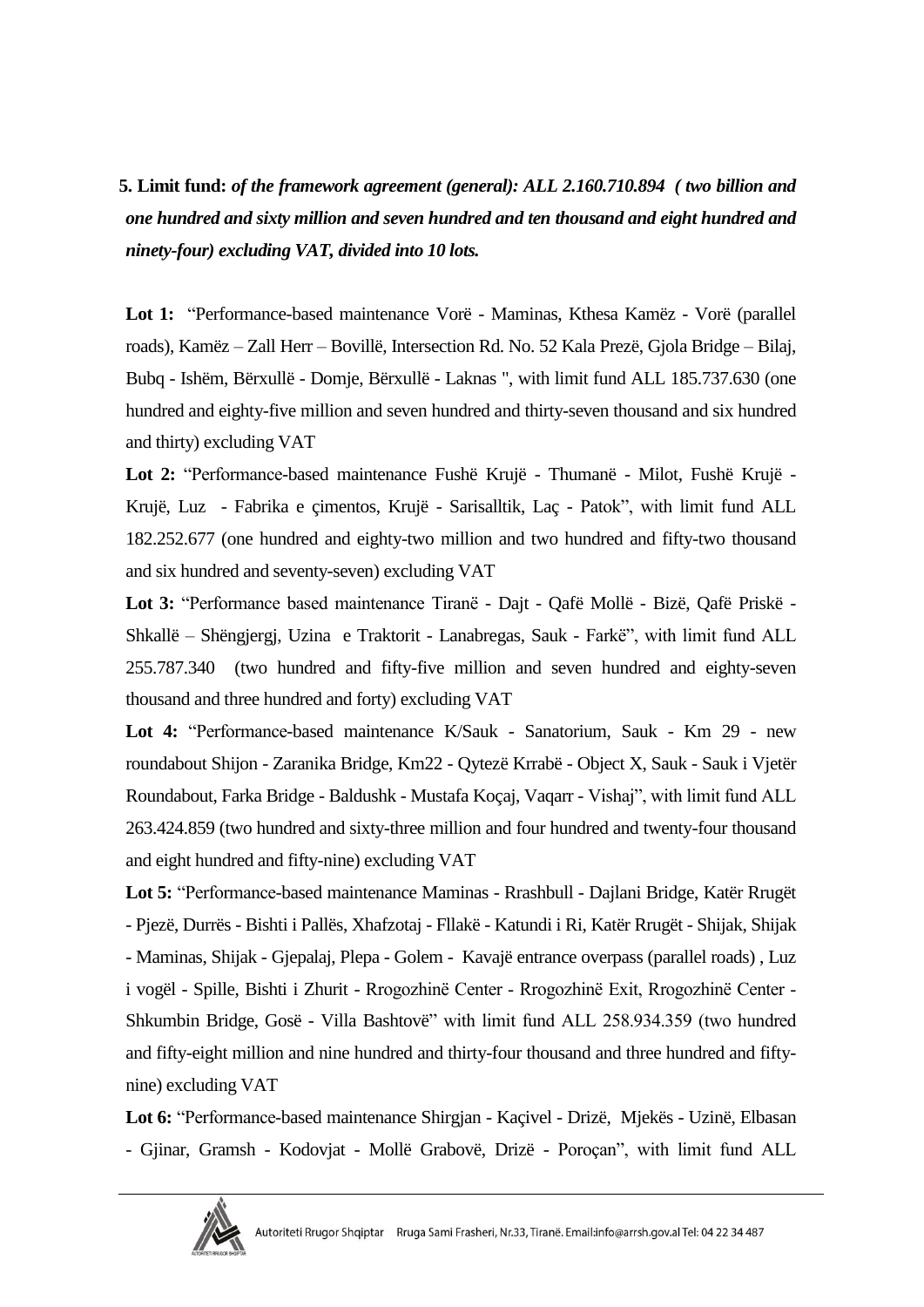**5. Limit fund:** ***of the framework agreement (general): ALL 2.160.710.894 ( two billion and one hundred and sixty million and seven hundred and ten thousand and eight hundred and ninety-four) excluding VAT, divided into 10 lots.***

**Lot 1:** "Performance-based maintenance Vorë - Maminas, Kthesa Kamëz - Vorë (parallel roads), Kamëz – Zall Herr – Bovillë, Intersection Rd. No. 52 Kala Prezë, Gjola Bridge – Bilaj, Bubq - Ishëm, Bërxullë - Domje, Bërxullë - Laknas ", with limit fund ALL 185.737.630 (one hundred and eighty-five million and seven hundred and thirty-seven thousand and six hundred and thirty) excluding VAT

**Lot 2:** "Performance-based maintenance Fushë Krujë - Thumanë - Milot, Fushë Krujë - Krujë, Luz - Fabrika e çimentos, Krujë - Sarisalltik, Laç - Patok", with limit fund ALL 182.252.677 (one hundred and eighty-two million and two hundred and fifty-two thousand and six hundred and seventy-seven) excluding VAT

**Lot 3:** "Performance based maintenance Tiranë - Dajt - Qafë Mollë - Bizë, Qafë Priskë - Shkallë – Shëngjergj, Uzina e Traktorit - Lanabregas, Sauk - Farkë", with limit fund ALL 255.787.340 (two hundred and fifty-five million and seven hundred and eighty-seven thousand and three hundred and forty) excluding VAT

**Lot 4:** "Performance-based maintenance K/Sauk - Sanatorium, Sauk - Km 29 - new roundabout Shijon - Zaranika Bridge, Km22 - Qytezë Krrabë - Object X, Sauk - Sauk i Vjetër Roundabout, Farka Bridge - Baldushk - Mustafa Koçaj, Vaqarr - Vishaj", with limit fund ALL 263.424.859 (two hundred and sixty-three million and four hundred and twenty-four thousand and eight hundred and fifty-nine) excluding VAT

**Lot 5:** "Performance-based maintenance Maminas - Rrashbull - Dajlani Bridge, Katër Rrugët - Pjezë, Durrës - Bishti i Pallës, Xhafzotaj - Fllakë - Katundi i Ri, Katër Rrugët - Shijak, Shijak - Maminas, Shijak - Gjepalaj, Plepa - Golem - Kavajë entrance overpass (parallel roads) , Luz i vogël - Spille, Bishti i Zhurit - Rrogozhinë Center - Rrogozhinë Exit, Rrogozhinë Center - Shkumbin Bridge, Gosë - Villa Bashtovë" with limit fund ALL 258.934.359 (two hundred and fifty-eight million and nine hundred and thirty-four thousand and three hundred and fifty-nine) excluding VAT

**Lot 6:** "Performance-based maintenance Shirgjan - Kaçivel - Drizë, Mjekës - Uzinë, Elbasan - Gjinar, Gramsh - Kodovjat - Mollë Grabovë, Drizë - Poroçan", with limit fund ALL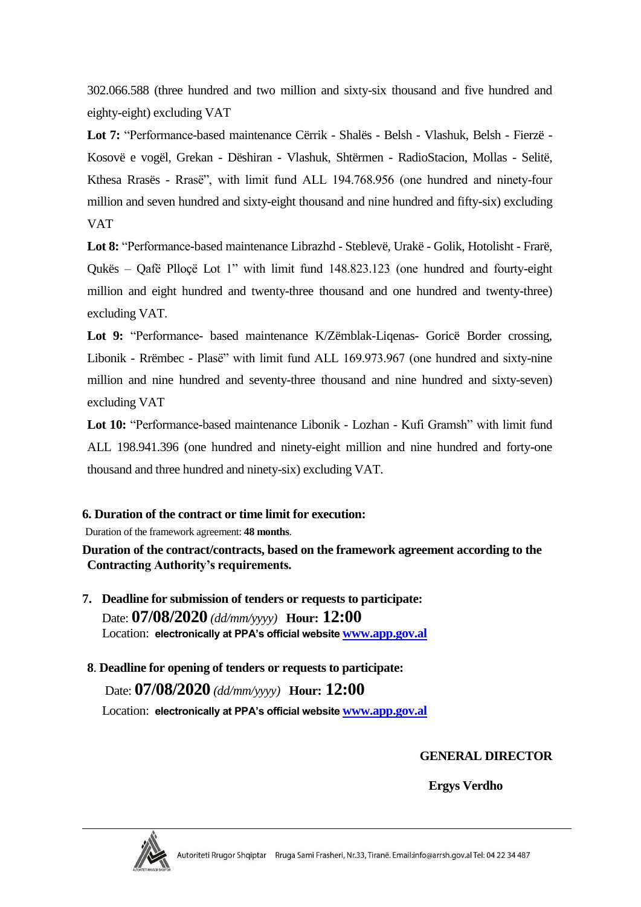302.066.588 (three hundred and two million and sixty-six thousand and five hundred and eighty-eight) excluding VAT

**Lot 7:** "Performance-based maintenance Cërrik - Shalës - Belsh - Vlashuk, Belsh - Fierzë - Kosovë e vogël, Grekan - Dëshiran - Vlashuk, Shtërmen - RadioStacion, Mollas - Selitë, Kthesa Rrasës - Rrasë", with limit fund ALL 194.768.956 (one hundred and ninety-four million and seven hundred and sixty-eight thousand and nine hundred and fifty-six) excluding VAT

**Lot 8:** "Performance-based maintenance Librazhd - Steblevë, Urakë - Golik, Hotolisht - Frarë, Qukës – Qafë Plloçë Lot 1" with limit fund 148.823.123 (one hundred and fourty-eight million and eight hundred and twenty-three thousand and one hundred and twenty-three) excluding VAT.

**Lot 9:** "Performance- based maintenance K/Zëmblak-Liqenas- Goricë Border crossing, Libonik - Rrëmbec - Plasë" with limit fund ALL 169.973.967 (one hundred and sixty-nine million and nine hundred and seventy-three thousand and nine hundred and sixty-seven) excluding VAT

**Lot 10:** "Performance-based maintenance Libonik - Lozhan - Kufi Gramsh" with limit fund ALL 198.941.396 (one hundred and ninety-eight million and nine hundred and forty-one thousand and three hundred and ninety-six) excluding VAT.

**6. Duration of the contract or time limit for execution:**

Duration of the framework agreement: **48 months**.

**Duration of the contract/contracts, based on the framework agreement according to the Contracting Authority's requirements.**

**7. Deadline for submission of tenders or requests to participate:**

Date: **07/08/2020** *(dd/mm/yyyy)* **Hour: 12:00**

Location: **electronically at PPA's official website [www.app.gov.al](http://www.app.gov.al)**

**8. Deadline for opening of tenders or requests to participate:**

Date: **07/08/2020** *(dd/mm/yyyy)* **Hour: 12:00**

Location: **electronically at PPA's official website [www.app.gov.al](http://www.app.gov.al)**

**GENERAL DIRECTOR**

**Ergys Verdho**